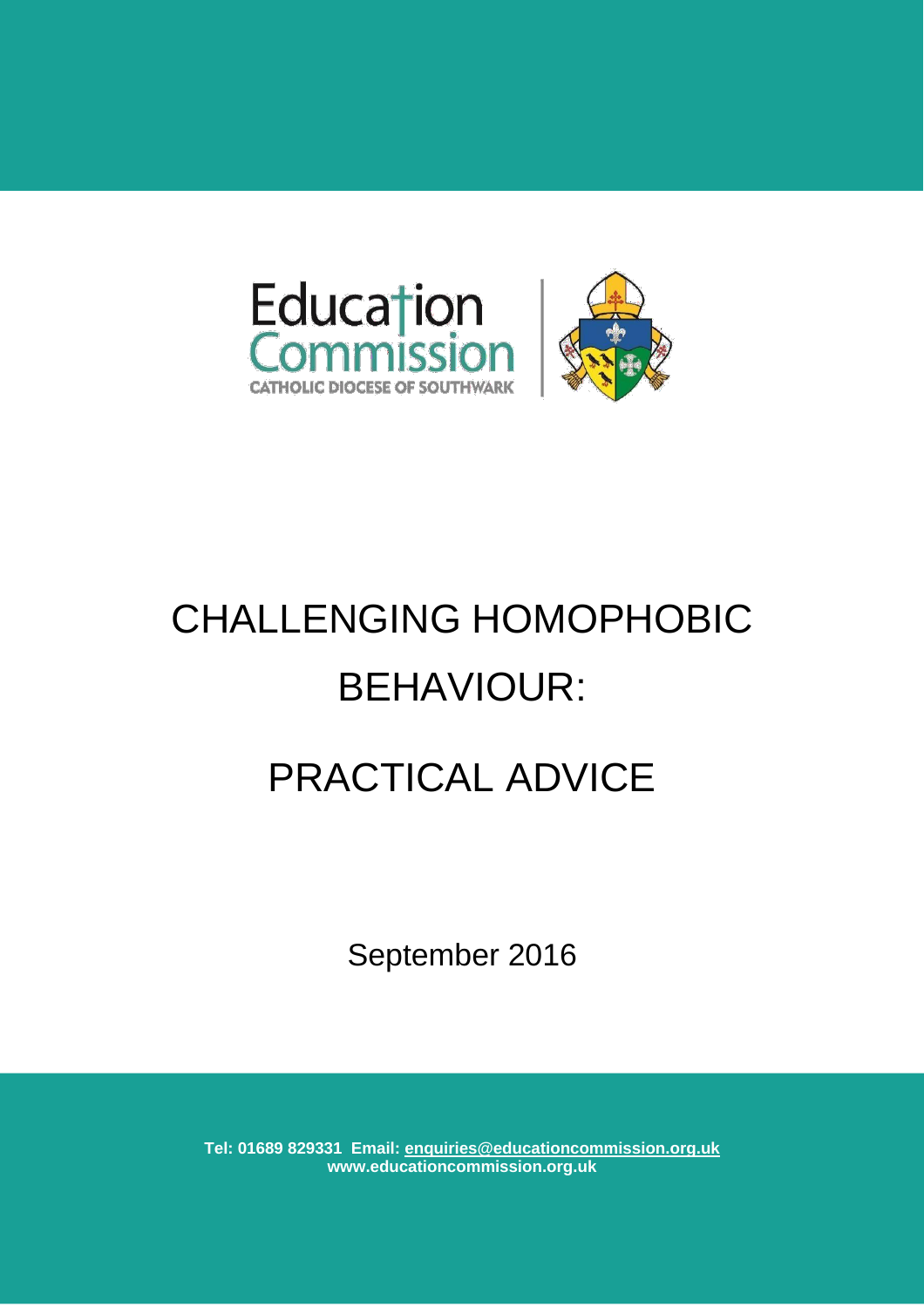Education Commission

CATHOLIC DIOCESE OF SOUTHWARK

# CHALLENGING HOMOPHOBIC BEHAVIOUR:

# PRACTICAL ADVICE

September 2016

**Tel: 01689 829331 Email: enquiries@educationcommission.org.uk**
**www.educationcommission.org.uk**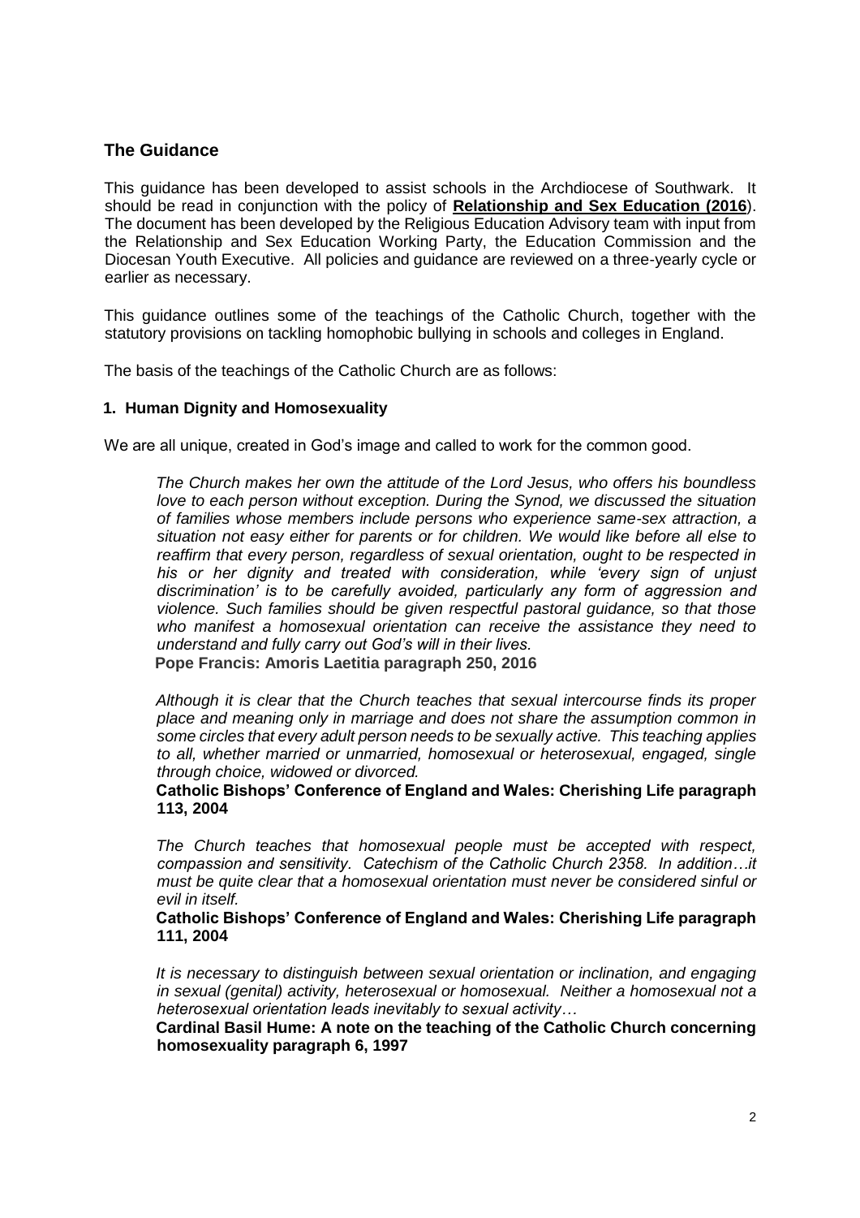## The Guidance

This guidance has been developed to assist schools in the Archdiocese of Southwark. It should be read in conjunction with the policy of **Relationship and Sex Education (2016**). The document has been developed by the Religious Education Advisory team with input from the Relationship and Sex Education Working Party, the Education Commission and the Diocesan Youth Executive. All policies and guidance are reviewed on a three-yearly cycle or earlier as necessary.

This guidance outlines some of the teachings of the Catholic Church, together with the statutory provisions on tackling homophobic bullying in schools and colleges in England.

The basis of the teachings of the Catholic Church are as follows:

### 1. Human Dignity and Homosexuality

We are all unique, created in God's image and called to work for the common good.

> *The Church makes her own the attitude of the Lord Jesus, who offers his boundless love to each person without exception. During the Synod, we discussed the situation of families whose members include persons who experience same-sex attraction, a situation not easy either for parents or for children. We would like before all else to reaffirm that every person, regardless of sexual orientation, ought to be respected in his or her dignity and treated with consideration, while 'every sign of unjust discrimination' is to be carefully avoided, particularly any form of aggression and violence. Such families should be given respectful pastoral guidance, so that those who manifest a homosexual orientation can receive the assistance they need to understand and fully carry out God's will in their lives.*
>
> **Pope Francis: Amoris Laetitia paragraph 250, 2016**

> *Although it is clear that the Church teaches that sexual intercourse finds its proper place and meaning only in marriage and does not share the assumption common in some circles that every adult person needs to be sexually active. This teaching applies to all, whether married or unmarried, homosexual or heterosexual, engaged, single through choice, widowed or divorced.*
>
> **Catholic Bishops' Conference of England and Wales: Cherishing Life paragraph 113, 2004**

> *The Church teaches that homosexual people must be accepted with respect, compassion and sensitivity. Catechism of the Catholic Church 2358. In addition…it must be quite clear that a homosexual orientation must never be considered sinful or evil in itself.*
>
> **Catholic Bishops' Conference of England and Wales: Cherishing Life paragraph 111, 2004**

> *It is necessary to distinguish between sexual orientation or inclination, and engaging in sexual (genital) activity, heterosexual or homosexual. Neither a homosexual not a heterosexual orientation leads inevitably to sexual activity…*
>
> **Cardinal Basil Hume: A note on the teaching of the Catholic Church concerning homosexuality paragraph 6, 1997**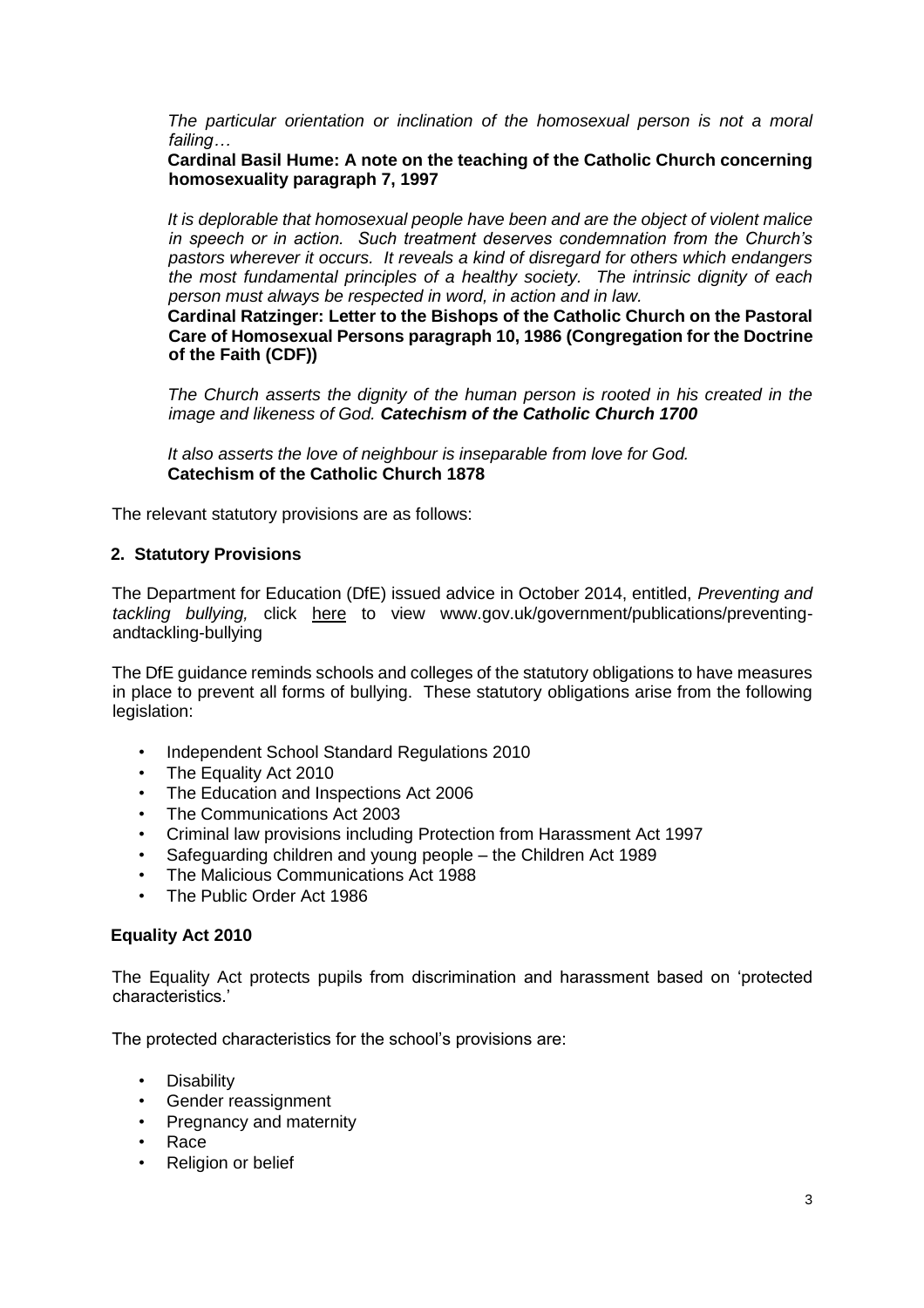*The particular orientation or inclination of the homosexual person is not a moral failing…*

**Cardinal Basil Hume: A note on the teaching of the Catholic Church concerning homosexuality paragraph 7, 1997**

*It is deplorable that homosexual people have been and are the object of violent malice in speech or in action. Such treatment deserves condemnation from the Church's pastors wherever it occurs. It reveals a kind of disregard for others which endangers the most fundamental principles of a healthy society. The intrinsic dignity of each person must always be respected in word, in action and in law.*

**Cardinal Ratzinger: Letter to the Bishops of the Catholic Church on the Pastoral Care of Homosexual Persons paragraph 10, 1986 (Congregation for the Doctrine of the Faith (CDF))**

*The Church asserts the dignity of the human person is rooted in his created in the image and likeness of God.* ***Catechism of the Catholic Church 1700***

*It also asserts the love of neighbour is inseparable from love for God.*
**Catechism of the Catholic Church 1878**

The relevant statutory provisions are as follows:

## 2. Statutory Provisions

The Department for Education (DfE) issued advice in October 2014, entitled, *Preventing and tackling bullying,* click here to view www.gov.uk/government/publications/preventing-andtackling-bullying

The DfE guidance reminds schools and colleges of the statutory obligations to have measures in place to prevent all forms of bullying. These statutory obligations arise from the following legislation:

- Independent School Standard Regulations 2010
- The Equality Act 2010
- The Education and Inspections Act 2006
- The Communications Act 2003
- Criminal law provisions including Protection from Harassment Act 1997
- Safeguarding children and young people – the Children Act 1989
- The Malicious Communications Act 1988
- The Public Order Act 1986

### Equality Act 2010

The Equality Act protects pupils from discrimination and harassment based on 'protected characteristics.'

The protected characteristics for the school's provisions are:

- Disability
- Gender reassignment
- Pregnancy and maternity
- Race
- Religion or belief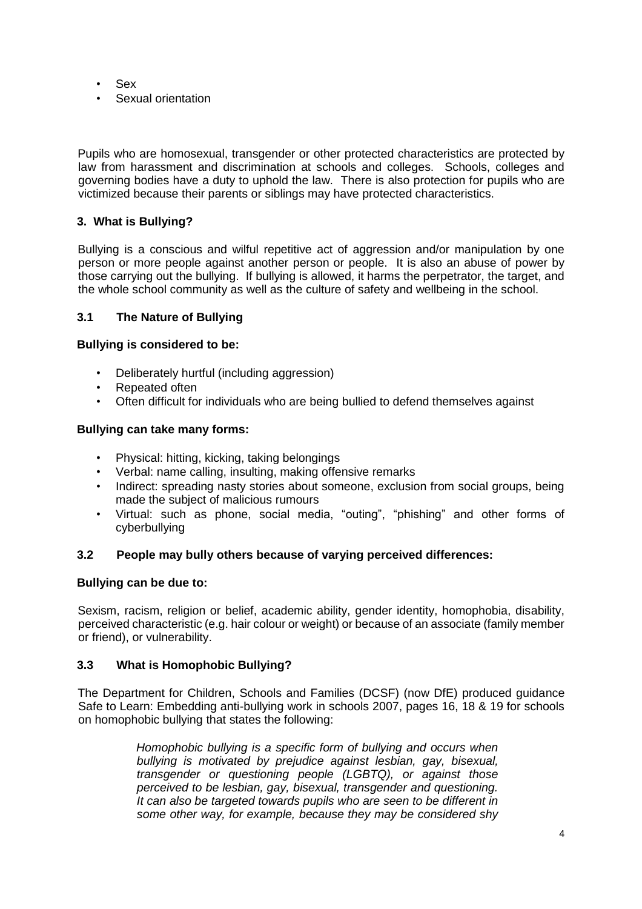- Sex
- Sexual orientation

Pupils who are homosexual, transgender or other protected characteristics are protected by law from harassment and discrimination at schools and colleges. Schools, colleges and governing bodies have a duty to uphold the law. There is also protection for pupils who are victimized because their parents or siblings may have protected characteristics.

## 3. What is Bullying?

Bullying is a conscious and wilful repetitive act of aggression and/or manipulation by one person or more people against another person or people. It is also an abuse of power by those carrying out the bullying. If bullying is allowed, it harms the perpetrator, the target, and the whole school community as well as the culture of safety and wellbeing in the school.

### 3.1 The Nature of Bullying

**Bullying is considered to be:**

- Deliberately hurtful (including aggression)
- Repeated often
- Often difficult for individuals who are being bullied to defend themselves against

**Bullying can take many forms:**

- Physical: hitting, kicking, taking belongings
- Verbal: name calling, insulting, making offensive remarks
- Indirect: spreading nasty stories about someone, exclusion from social groups, being made the subject of malicious rumours
- Virtual: such as phone, social media, "outing", "phishing" and other forms of cyberbullying

### 3.2 People may bully others because of varying perceived differences:

**Bullying can be due to:**

Sexism, racism, religion or belief, academic ability, gender identity, homophobia, disability, perceived characteristic (e.g. hair colour or weight) or because of an associate (family member or friend), or vulnerability.

### 3.3 What is Homophobic Bullying?

The Department for Children, Schools and Families (DCSF) (now DfE) produced guidance Safe to Learn: Embedding anti-bullying work in schools 2007, pages 16, 18 & 19 for schools on homophobic bullying that states the following:

> *Homophobic bullying is a specific form of bullying and occurs when bullying is motivated by prejudice against lesbian, gay, bisexual, transgender or questioning people (LGBTQ), or against those perceived to be lesbian, gay, bisexual, transgender and questioning. It can also be targeted towards pupils who are seen to be different in some other way, for example, because they may be considered shy*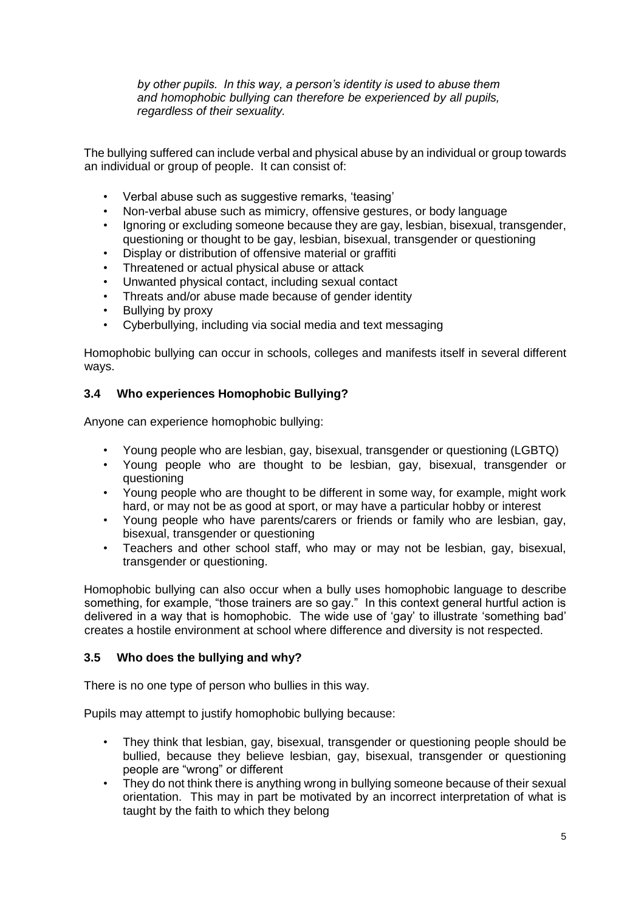*by other pupils. In this way, a person's identity is used to abuse them and homophobic bullying can therefore be experienced by all pupils, regardless of their sexuality.*

The bullying suffered can include verbal and physical abuse by an individual or group towards an individual or group of people. It can consist of:

- Verbal abuse such as suggestive remarks, 'teasing'
- Non-verbal abuse such as mimicry, offensive gestures, or body language
- Ignoring or excluding someone because they are gay, lesbian, bisexual, transgender, questioning or thought to be gay, lesbian, bisexual, transgender or questioning
- Display or distribution of offensive material or graffiti
- Threatened or actual physical abuse or attack
- Unwanted physical contact, including sexual contact
- Threats and/or abuse made because of gender identity
- Bullying by proxy
- Cyberbullying, including via social media and text messaging

Homophobic bullying can occur in schools, colleges and manifests itself in several different ways.

### 3.4 Who experiences Homophobic Bullying?

Anyone can experience homophobic bullying:

- Young people who are lesbian, gay, bisexual, transgender or questioning (LGBTQ)
- Young people who are thought to be lesbian, gay, bisexual, transgender or questioning
- Young people who are thought to be different in some way, for example, might work hard, or may not be as good at sport, or may have a particular hobby or interest
- Young people who have parents/carers or friends or family who are lesbian, gay, bisexual, transgender or questioning
- Teachers and other school staff, who may or may not be lesbian, gay, bisexual, transgender or questioning.

Homophobic bullying can also occur when a bully uses homophobic language to describe something, for example, "those trainers are so gay." In this context general hurtful action is delivered in a way that is homophobic. The wide use of 'gay' to illustrate 'something bad' creates a hostile environment at school where difference and diversity is not respected.

### 3.5 Who does the bullying and why?

There is no one type of person who bullies in this way.

Pupils may attempt to justify homophobic bullying because:

- They think that lesbian, gay, bisexual, transgender or questioning people should be bullied, because they believe lesbian, gay, bisexual, transgender or questioning people are "wrong" or different
- They do not think there is anything wrong in bullying someone because of their sexual orientation. This may in part be motivated by an incorrect interpretation of what is taught by the faith to which they belong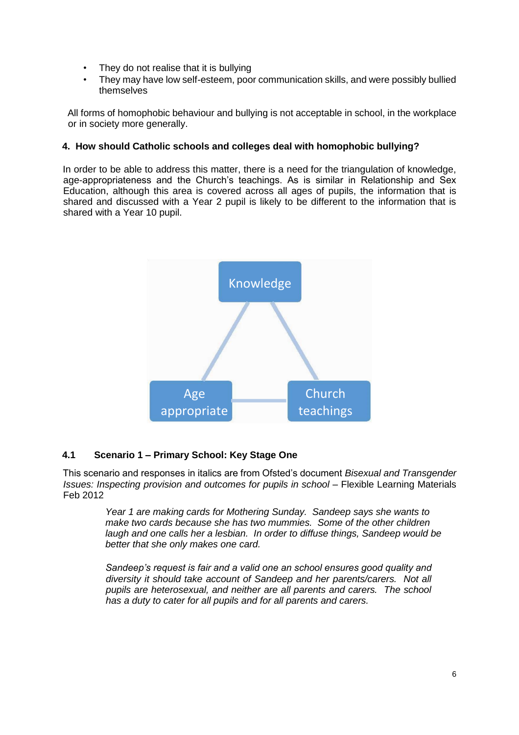- They do not realise that it is bullying
- They may have low self-esteem, poor communication skills, and were possibly bullied themselves

All forms of homophobic behaviour and bullying is not acceptable in school, in the workplace or in society more generally.

## 4. How should Catholic schools and colleges deal with homophobic bullying?

In order to be able to address this matter, there is a need for the triangulation of knowledge, age-appropriateness and the Church's teachings. As is similar in Relationship and Sex Education, although this area is covered across all ages of pupils, the information that is shared and discussed with a Year 2 pupil is likely to be different to the information that is shared with a Year 10 pupil.

Knowledge

Age appropriate

Church teachings

### 4.1 Scenario 1 – Primary School: Key Stage One

This scenario and responses in italics are from Ofsted's document *Bisexual and Transgender Issues: Inspecting provision and outcomes for pupils in school* – Flexible Learning Materials Feb 2012

> *Year 1 are making cards for Mothering Sunday. Sandeep says she wants to make two cards because she has two mummies. Some of the other children laugh and one calls her a lesbian. In order to diffuse things, Sandeep would be better that she only makes one card.*
>
> *Sandeep's request is fair and a valid one an school ensures good quality and diversity it should take account of Sandeep and her parents/carers. Not all pupils are heterosexual, and neither are all parents and carers. The school has a duty to cater for all pupils and for all parents and carers.*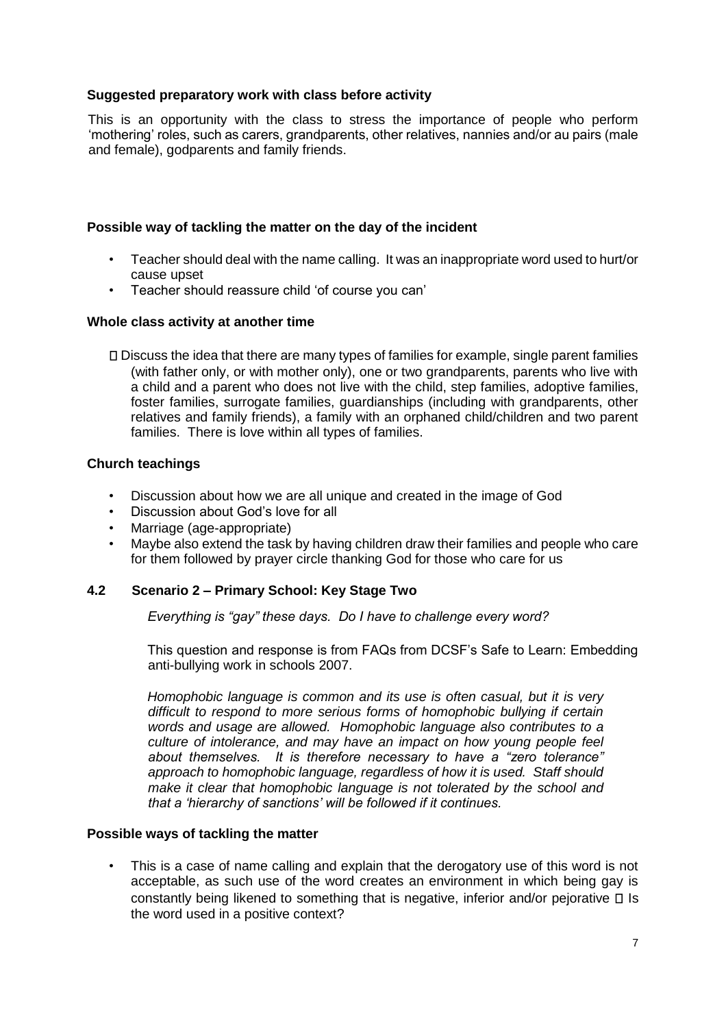**Suggested preparatory work with class before activity**

This is an opportunity with the class to stress the importance of people who perform 'mothering' roles, such as carers, grandparents, other relatives, nannies and/or au pairs (male and female), godparents and family friends.

**Possible way of tackling the matter on the day of the incident**

- Teacher should deal with the name calling. It was an inappropriate word used to hurt/or cause upset
- Teacher should reassure child 'of course you can'

**Whole class activity at another time**

- Discuss the idea that there are many types of families for example, single parent families (with father only, or with mother only), one or two grandparents, parents who live with a child and a parent who does not live with the child, step families, adoptive families, foster families, surrogate families, guardianships (including with grandparents, other relatives and family friends), a family with an orphaned child/children and two parent families. There is love within all types of families.

**Church teachings**

- Discussion about how we are all unique and created in the image of God
- Discussion about God's love for all
- Marriage (age-appropriate)
- Maybe also extend the task by having children draw their families and people who care for them followed by prayer circle thanking God for those who care for us

### 4.2 Scenario 2 – Primary School: Key Stage Two

*Everything is "gay" these days. Do I have to challenge every word?*

This question and response is from FAQs from DCSF's Safe to Learn: Embedding anti-bullying work in schools 2007.

*Homophobic language is common and its use is often casual, but it is very difficult to respond to more serious forms of homophobic bullying if certain words and usage are allowed. Homophobic language also contributes to a culture of intolerance, and may have an impact on how young people feel about themselves. It is therefore necessary to have a "zero tolerance" approach to homophobic language, regardless of how it is used. Staff should make it clear that homophobic language is not tolerated by the school and that a 'hierarchy of sanctions' will be followed if it continues.*

**Possible ways of tackling the matter**

- This is a case of name calling and explain that the derogatory use of this word is not acceptable, as such use of the word creates an environment in which being gay is constantly being likened to something that is negative, inferior and/or pejorative
- Is the word used in a positive context?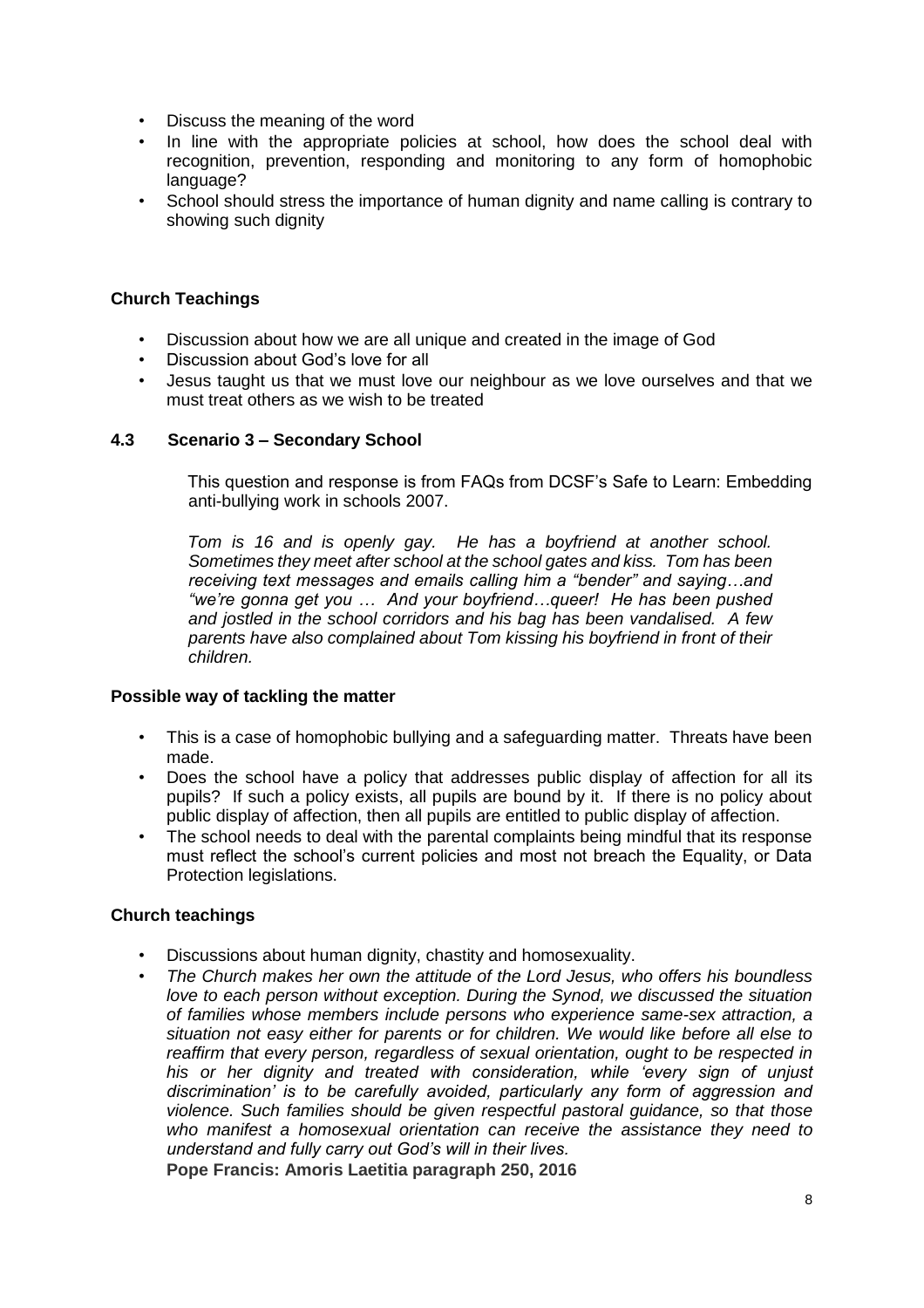- Discuss the meaning of the word
- In line with the appropriate policies at school, how does the school deal with recognition, prevention, responding and monitoring to any form of homophobic language?
- School should stress the importance of human dignity and name calling is contrary to showing such dignity

**Church Teachings**

- Discussion about how we are all unique and created in the image of God
- Discussion about God's love for all
- Jesus taught us that we must love our neighbour as we love ourselves and that we must treat others as we wish to be treated

### 4.3 Scenario 3 – Secondary School

This question and response is from FAQs from DCSF's Safe to Learn: Embedding anti-bullying work in schools 2007.

*Tom is 16 and is openly gay. He has a boyfriend at another school. Sometimes they meet after school at the school gates and kiss. Tom has been receiving text messages and emails calling him a "bender" and saying…and "we're gonna get you … And your boyfriend…queer! He has been pushed and jostled in the school corridors and his bag has been vandalised. A few parents have also complained about Tom kissing his boyfriend in front of their children.*

**Possible way of tackling the matter**

- This is a case of homophobic bullying and a safeguarding matter. Threats have been made.
- Does the school have a policy that addresses public display of affection for all its pupils? If such a policy exists, all pupils are bound by it. If there is no policy about public display of affection, then all pupils are entitled to public display of affection.
- The school needs to deal with the parental complaints being mindful that its response must reflect the school's current policies and most not breach the Equality, or Data Protection legislations.

**Church teachings**

- Discussions about human dignity, chastity and homosexuality.
- *The Church makes her own the attitude of the Lord Jesus, who offers his boundless love to each person without exception. During the Synod, we discussed the situation of families whose members include persons who experience same-sex attraction, a situation not easy either for parents or for children. We would like before all else to reaffirm that every person, regardless of sexual orientation, ought to be respected in his or her dignity and treated with consideration, while 'every sign of unjust discrimination' is to be carefully avoided, particularly any form of aggression and violence. Such families should be given respectful pastoral guidance, so that those who manifest a homosexual orientation can receive the assistance they need to understand and fully carry out God's will in their lives.*

  **Pope Francis: Amoris Laetitia paragraph 250, 2016**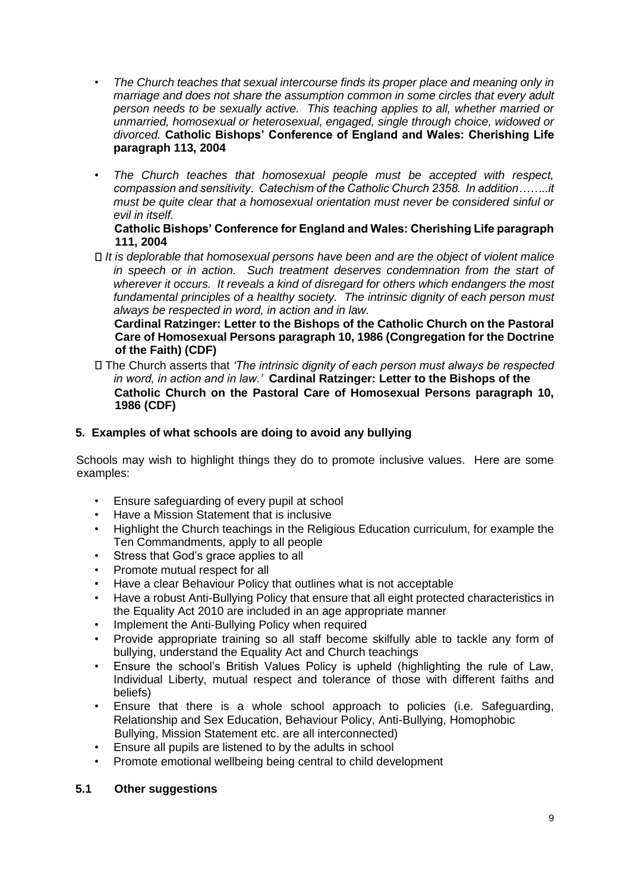- *The Church teaches that sexual intercourse finds its proper place and meaning only in marriage and does not share the assumption common in some circles that every adult person needs to be sexually active. This teaching applies to all, whether married or unmarried, homosexual or heterosexual, engaged, single through choice, widowed or divorced.* **Catholic Bishops' Conference of England and Wales: Cherishing Life paragraph 113, 2004**

- *The Church teaches that homosexual people must be accepted with respect, compassion and sensitivity. Catechism of the Catholic Church 2358. In addition……..it must be quite clear that a homosexual orientation must never be considered sinful or evil in itself.*

  **Catholic Bishops' Conference for England and Wales: Cherishing Life paragraph 111, 2004**

- *It is deplorable that homosexual persons have been and are the object of violent malice in speech or in action. Such treatment deserves condemnation from the start of wherever it occurs. It reveals a kind of disregard for others which endangers the most fundamental principles of a healthy society. The intrinsic dignity of each person must always be respected in word, in action and in law.*

  **Cardinal Ratzinger: Letter to the Bishops of the Catholic Church on the Pastoral Care of Homosexual Persons paragraph 10, 1986 (Congregation for the Doctrine of the Faith) (CDF)**

- The Church asserts that *'The intrinsic dignity of each person must always be respected in word, in action and in law.'* **Cardinal Ratzinger: Letter to the Bishops of the Catholic Church on the Pastoral Care of Homosexual Persons paragraph 10, 1986 (CDF)**

## 5. Examples of what schools are doing to avoid any bullying

Schools may wish to highlight things they do to promote inclusive values. Here are some examples:

- Ensure safeguarding of every pupil at school
- Have a Mission Statement that is inclusive
- Highlight the Church teachings in the Religious Education curriculum, for example the Ten Commandments, apply to all people
- Stress that God's grace applies to all
- Promote mutual respect for all
- Have a clear Behaviour Policy that outlines what is not acceptable
- Have a robust Anti-Bullying Policy that ensure that all eight protected characteristics in the Equality Act 2010 are included in an age appropriate manner
- Implement the Anti-Bullying Policy when required
- Provide appropriate training so all staff become skilfully able to tackle any form of bullying, understand the Equality Act and Church teachings
- Ensure the school's British Values Policy is upheld (highlighting the rule of Law, Individual Liberty, mutual respect and tolerance of those with different faiths and beliefs)
- Ensure that there is a whole school approach to policies (i.e. Safeguarding, Relationship and Sex Education, Behaviour Policy, Anti-Bullying, Homophobic Bullying, Mission Statement etc. are all interconnected)
- Ensure all pupils are listened to by the adults in school
- Promote emotional wellbeing being central to child development

### 5.1 Other suggestions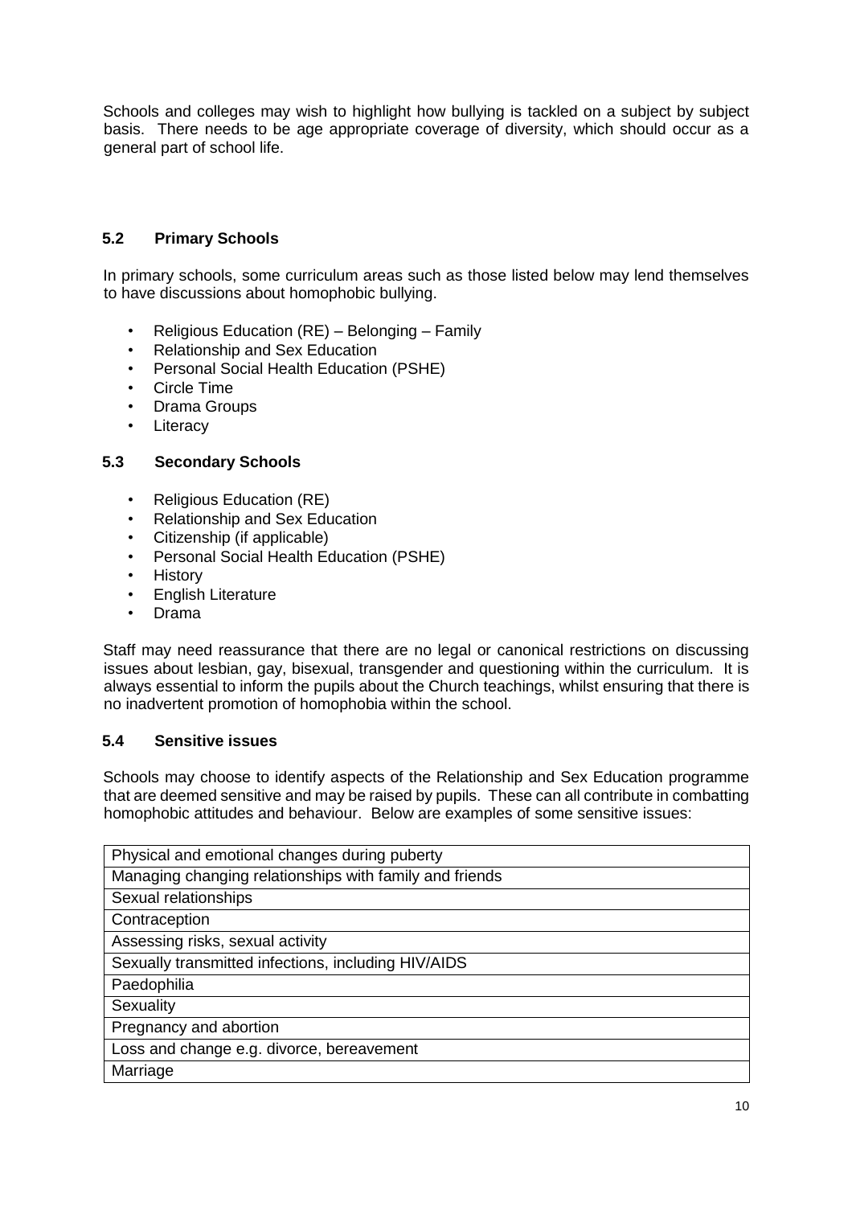Schools and colleges may wish to highlight how bullying is tackled on a subject by subject basis. There needs to be age appropriate coverage of diversity, which should occur as a general part of school life.

### 5.2 Primary Schools

In primary schools, some curriculum areas such as those listed below may lend themselves to have discussions about homophobic bullying.

- Religious Education (RE) – Belonging – Family
- Relationship and Sex Education
- Personal Social Health Education (PSHE)
- Circle Time
- Drama Groups
- Literacy

### 5.3 Secondary Schools

- Religious Education (RE)
- Relationship and Sex Education
- Citizenship (if applicable)
- Personal Social Health Education (PSHE)
- History
- English Literature
- Drama

Staff may need reassurance that there are no legal or canonical restrictions on discussing issues about lesbian, gay, bisexual, transgender and questioning within the curriculum. It is always essential to inform the pupils about the Church teachings, whilst ensuring that there is no inadvertent promotion of homophobia within the school.

### 5.4 Sensitive issues

Schools may choose to identify aspects of the Relationship and Sex Education programme that are deemed sensitive and may be raised by pupils. These can all contribute in combatting homophobic attitudes and behaviour. Below are examples of some sensitive issues:

| Physical and emotional changes during puberty |
| --- |
| Managing changing relationships with family and friends |
| Sexual relationships |
| Contraception |
| Assessing risks, sexual activity |
| Sexually transmitted infections, including HIV/AIDS |
| Paedophilia |
| Sexuality |
| Pregnancy and abortion |
| Loss and change e.g. divorce, bereavement |
| Marriage |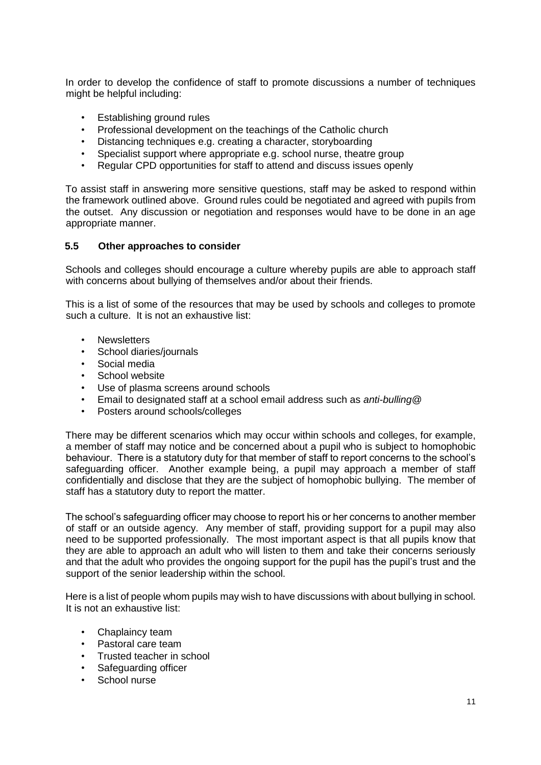In order to develop the confidence of staff to promote discussions a number of techniques might be helpful including:

- Establishing ground rules
- Professional development on the teachings of the Catholic church
- Distancing techniques e.g. creating a character, storyboarding
- Specialist support where appropriate e.g. school nurse, theatre group
- Regular CPD opportunities for staff to attend and discuss issues openly

To assist staff in answering more sensitive questions, staff may be asked to respond within the framework outlined above. Ground rules could be negotiated and agreed with pupils from the outset. Any discussion or negotiation and responses would have to be done in an age appropriate manner.

### 5.5 Other approaches to consider

Schools and colleges should encourage a culture whereby pupils are able to approach staff with concerns about bullying of themselves and/or about their friends.

This is a list of some of the resources that may be used by schools and colleges to promote such a culture. It is not an exhaustive list:

- Newsletters
- School diaries/journals
- Social media
- School website
- Use of plasma screens around schools
- Email to designated staff at a school email address such as *anti-bulling@*
- Posters around schools/colleges

There may be different scenarios which may occur within schools and colleges, for example, a member of staff may notice and be concerned about a pupil who is subject to homophobic behaviour. There is a statutory duty for that member of staff to report concerns to the school's safeguarding officer. Another example being, a pupil may approach a member of staff confidentially and disclose that they are the subject of homophobic bullying. The member of staff has a statutory duty to report the matter.

The school's safeguarding officer may choose to report his or her concerns to another member of staff or an outside agency. Any member of staff, providing support for a pupil may also need to be supported professionally. The most important aspect is that all pupils know that they are able to approach an adult who will listen to them and take their concerns seriously and that the adult who provides the ongoing support for the pupil has the pupil's trust and the support of the senior leadership within the school.

Here is a list of people whom pupils may wish to have discussions with about bullying in school. It is not an exhaustive list:

- Chaplaincy team
- Pastoral care team
- Trusted teacher in school
- Safeguarding officer
- School nurse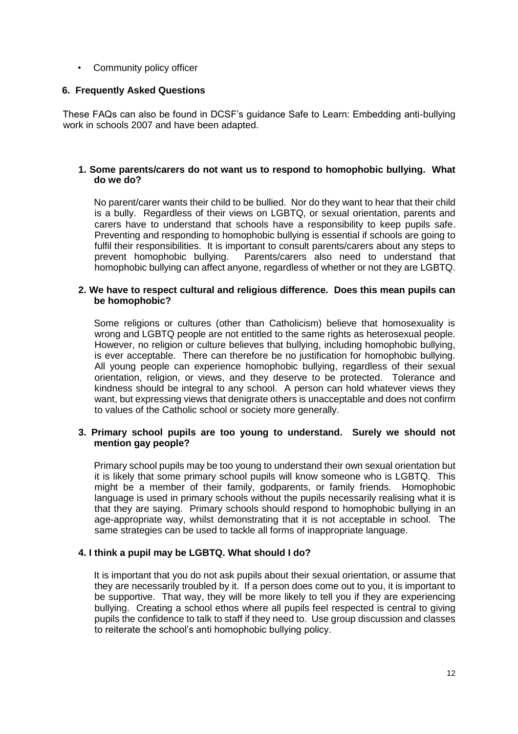- Community policy officer

## 6. Frequently Asked Questions

These FAQs can also be found in DCSF's guidance Safe to Learn: Embedding anti-bullying work in schools 2007 and have been adapted.

### 1. Some parents/carers do not want us to respond to homophobic bullying. What do we do?

No parent/carer wants their child to be bullied. Nor do they want to hear that their child is a bully. Regardless of their views on LGBTQ, or sexual orientation, parents and carers have to understand that schools have a responsibility to keep pupils safe. Preventing and responding to homophobic bullying is essential if schools are going to fulfil their responsibilities. It is important to consult parents/carers about any steps to prevent homophobic bullying. Parents/carers also need to understand that homophobic bullying can affect anyone, regardless of whether or not they are LGBTQ.

### 2. We have to respect cultural and religious difference. Does this mean pupils can be homophobic?

Some religions or cultures (other than Catholicism) believe that homosexuality is wrong and LGBTQ people are not entitled to the same rights as heterosexual people. However, no religion or culture believes that bullying, including homophobic bullying, is ever acceptable. There can therefore be no justification for homophobic bullying. All young people can experience homophobic bullying, regardless of their sexual orientation, religion, or views, and they deserve to be protected. Tolerance and kindness should be integral to any school. A person can hold whatever views they want, but expressing views that denigrate others is unacceptable and does not confirm to values of the Catholic school or society more generally.

### 3. Primary school pupils are too young to understand. Surely we should not mention gay people?

Primary school pupils may be too young to understand their own sexual orientation but it is likely that some primary school pupils will know someone who is LGBTQ. This might be a member of their family, godparents, or family friends. Homophobic language is used in primary schools without the pupils necessarily realising what it is that they are saying. Primary schools should respond to homophobic bullying in an age-appropriate way, whilst demonstrating that it is not acceptable in school. The same strategies can be used to tackle all forms of inappropriate language.

### 4. I think a pupil may be LGBTQ. What should I do?

It is important that you do not ask pupils about their sexual orientation, or assume that they are necessarily troubled by it. If a person does come out to you, it is important to be supportive. That way, they will be more likely to tell you if they are experiencing bullying. Creating a school ethos where all pupils feel respected is central to giving pupils the confidence to talk to staff if they need to. Use group discussion and classes to reiterate the school's anti homophobic bullying policy.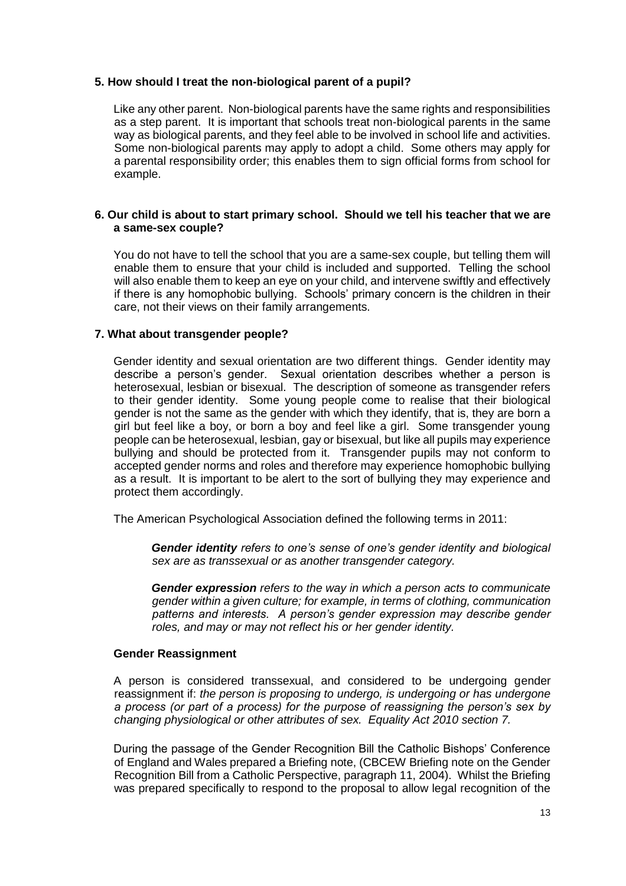**5. How should I treat the non-biological parent of a pupil?**

Like any other parent. Non-biological parents have the same rights and responsibilities as a step parent. It is important that schools treat non-biological parents in the same way as biological parents, and they feel able to be involved in school life and activities. Some non-biological parents may apply to adopt a child. Some others may apply for a parental responsibility order; this enables them to sign official forms from school for example.

**6. Our child is about to start primary school. Should we tell his teacher that we are a same-sex couple?**

You do not have to tell the school that you are a same-sex couple, but telling them will enable them to ensure that your child is included and supported. Telling the school will also enable them to keep an eye on your child, and intervene swiftly and effectively if there is any homophobic bullying. Schools' primary concern is the children in their care, not their views on their family arrangements.

**7. What about transgender people?**

Gender identity and sexual orientation are two different things. Gender identity may describe a person's gender. Sexual orientation describes whether a person is heterosexual, lesbian or bisexual. The description of someone as transgender refers to their gender identity. Some young people come to realise that their biological gender is not the same as the gender with which they identify, that is, they are born a girl but feel like a boy, or born a boy and feel like a girl. Some transgender young people can be heterosexual, lesbian, gay or bisexual, but like all pupils may experience bullying and should be protected from it. Transgender pupils may not conform to accepted gender norms and roles and therefore may experience homophobic bullying as a result. It is important to be alert to the sort of bullying they may experience and protect them accordingly.

The American Psychological Association defined the following terms in 2011:

> ***Gender identity*** *refers to one's sense of one's gender identity and biological sex are as transsexual or as another transgender category.*
>
> ***Gender expression*** *refers to the way in which a person acts to communicate gender within a given culture; for example, in terms of clothing, communication patterns and interests. A person's gender expression may describe gender roles, and may or may not reflect his or her gender identity.*

**Gender Reassignment**

A person is considered transsexual, and considered to be undergoing gender reassignment if: *the person is proposing to undergo, is undergoing or has undergone a process (or part of a process) for the purpose of reassigning the person's sex by changing physiological or other attributes of sex. Equality Act 2010 section 7.*

During the passage of the Gender Recognition Bill the Catholic Bishops' Conference of England and Wales prepared a Briefing note, (CBCEW Briefing note on the Gender Recognition Bill from a Catholic Perspective, paragraph 11, 2004). Whilst the Briefing was prepared specifically to respond to the proposal to allow legal recognition of the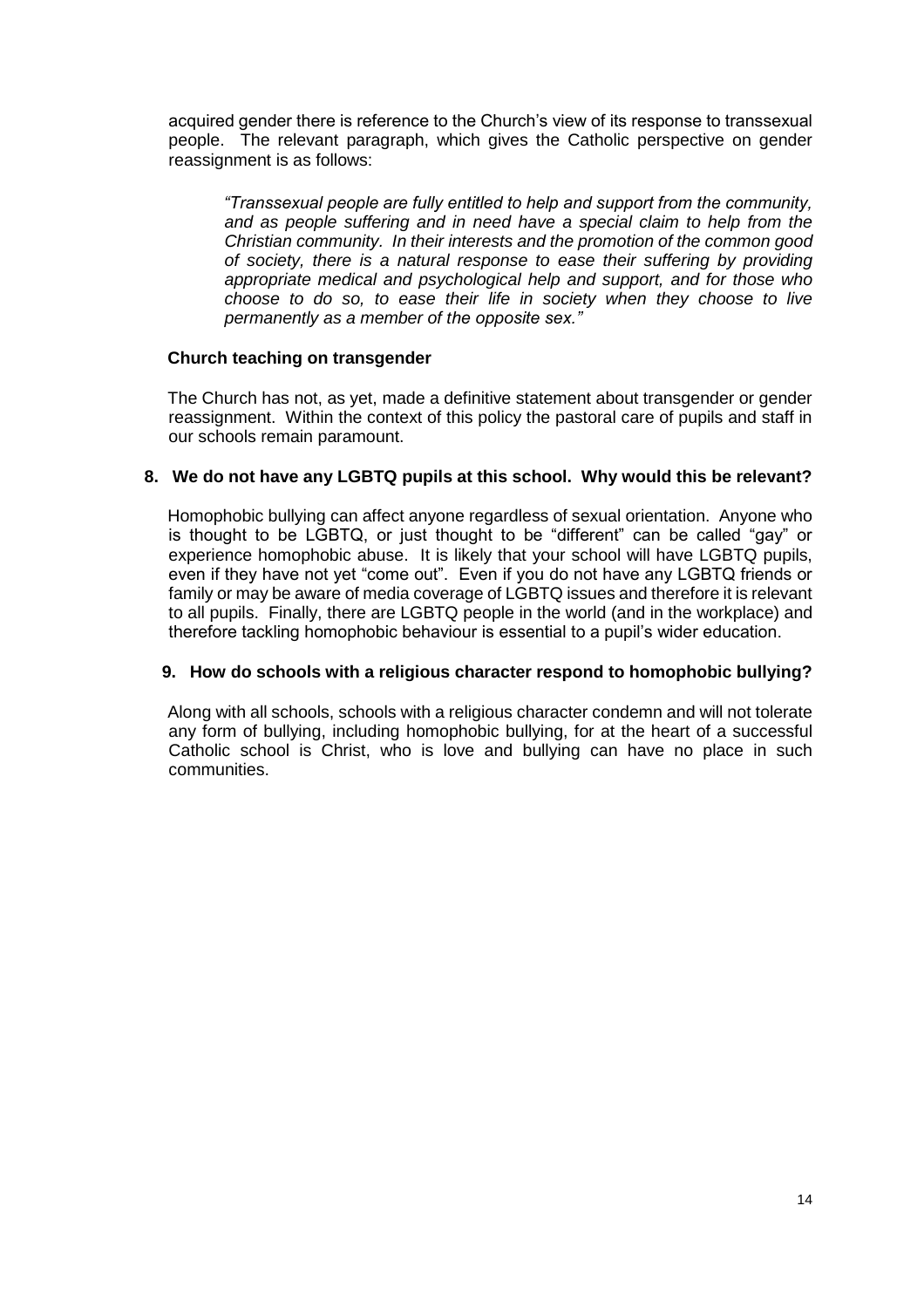acquired gender there is reference to the Church's view of its response to transsexual people. The relevant paragraph, which gives the Catholic perspective on gender reassignment is as follows:

> *"Transsexual people are fully entitled to help and support from the community, and as people suffering and in need have a special claim to help from the Christian community. In their interests and the promotion of the common good of society, there is a natural response to ease their suffering by providing appropriate medical and psychological help and support, and for those who choose to do so, to ease their life in society when they choose to live permanently as a member of the opposite sex."*

**Church teaching on transgender**

The Church has not, as yet, made a definitive statement about transgender or gender reassignment. Within the context of this policy the pastoral care of pupils and staff in our schools remain paramount.

**8. We do not have any LGBTQ pupils at this school. Why would this be relevant?**

Homophobic bullying can affect anyone regardless of sexual orientation. Anyone who is thought to be LGBTQ, or just thought to be "different" can be called "gay" or experience homophobic abuse. It is likely that your school will have LGBTQ pupils, even if they have not yet "come out". Even if you do not have any LGBTQ friends or family or may be aware of media coverage of LGBTQ issues and therefore it is relevant to all pupils. Finally, there are LGBTQ people in the world (and in the workplace) and therefore tackling homophobic behaviour is essential to a pupil's wider education.

**9. How do schools with a religious character respond to homophobic bullying?**

Along with all schools, schools with a religious character condemn and will not tolerate any form of bullying, including homophobic bullying, for at the heart of a successful Catholic school is Christ, who is love and bullying can have no place in such communities.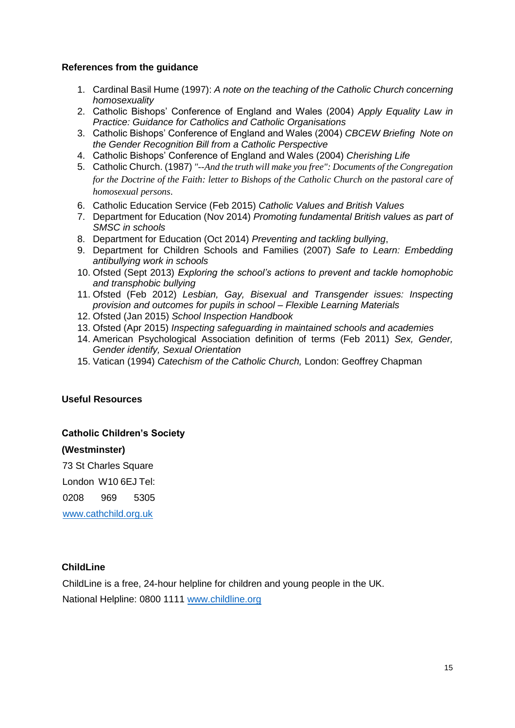**References from the guidance**

1. Cardinal Basil Hume (1997): *A note on the teaching of the Catholic Church concerning homosexuality*
2. Catholic Bishops' Conference of England and Wales (2004) *Apply Equality Law in Practice: Guidance for Catholics and Catholic Organisations*
3. Catholic Bishops' Conference of England and Wales (2004) *CBCEW Briefing Note on the Gender Recognition Bill from a Catholic Perspective*
4. Catholic Bishops' Conference of England and Wales (2004) *Cherishing Life*
5. Catholic Church. (1987) *"--And the truth will make you free": Documents of the Congregation for the Doctrine of the Faith: letter to Bishops of the Catholic Church on the pastoral care of homosexual persons*.
6. Catholic Education Service (Feb 2015) *Catholic Values and British Values*
7. Department for Education (Nov 2014) *Promoting fundamental British values as part of SMSC in schools*
8. Department for Education (Oct 2014) *Preventing and tackling bullying*,
9. Department for Children Schools and Families (2007) *Safe to Learn: Embedding antibullying work in schools*
10. Ofsted (Sept 2013) *Exploring the school's actions to prevent and tackle homophobic and transphobic bullying*
11. Ofsted (Feb 2012) *Lesbian, Gay, Bisexual and Transgender issues: Inspecting provision and outcomes for pupils in school – Flexible Learning Materials*
12. Ofsted (Jan 2015) *School Inspection Handbook*
13. Ofsted (Apr 2015) *Inspecting safeguarding in maintained schools and academies*
14. American Psychological Association definition of terms (Feb 2011) *Sex, Gender, Gender identify, Sexual Orientation*
15. Vatican (1994) *Catechism of the Catholic Church,* London: Geoffrey Chapman

**Useful Resources**

**Catholic Children's Society**

**(Westminster)**

73 St Charles Square

London W10 6EJ Tel:

0208 969 5305

www.cathchild.org.uk

**ChildLine**

ChildLine is a free, 24-hour helpline for children and young people in the UK.

National Helpline: 0800 1111 www.childline.org